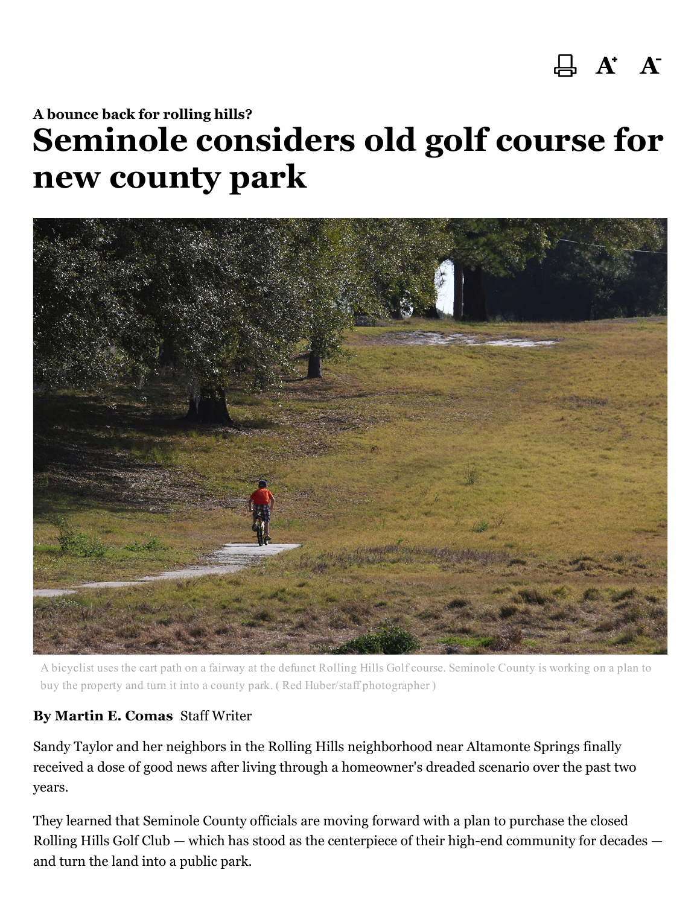**A bounce back for rolling hills?**

# Seminole considers old golf course for new county park

A bicyclist uses the cart path on a fairway at the defunct Rolling Hills Golf course. Seminole County is working on a plan to buy the property and turn it into a county park. ( Red Huber/staff photographer )

**By Martin E. Comas** Staff Writer

Sandy Taylor and her neighbors in the Rolling Hills neighborhood near Altamonte Springs finally received a dose of good news after living through a homeowner's dreaded scenario over the past two years.

They learned that Seminole County officials are moving forward with a plan to purchase the closed Rolling Hills Golf Club — which has stood as the centerpiece of their high-end community for decades — and turn the land into a public park.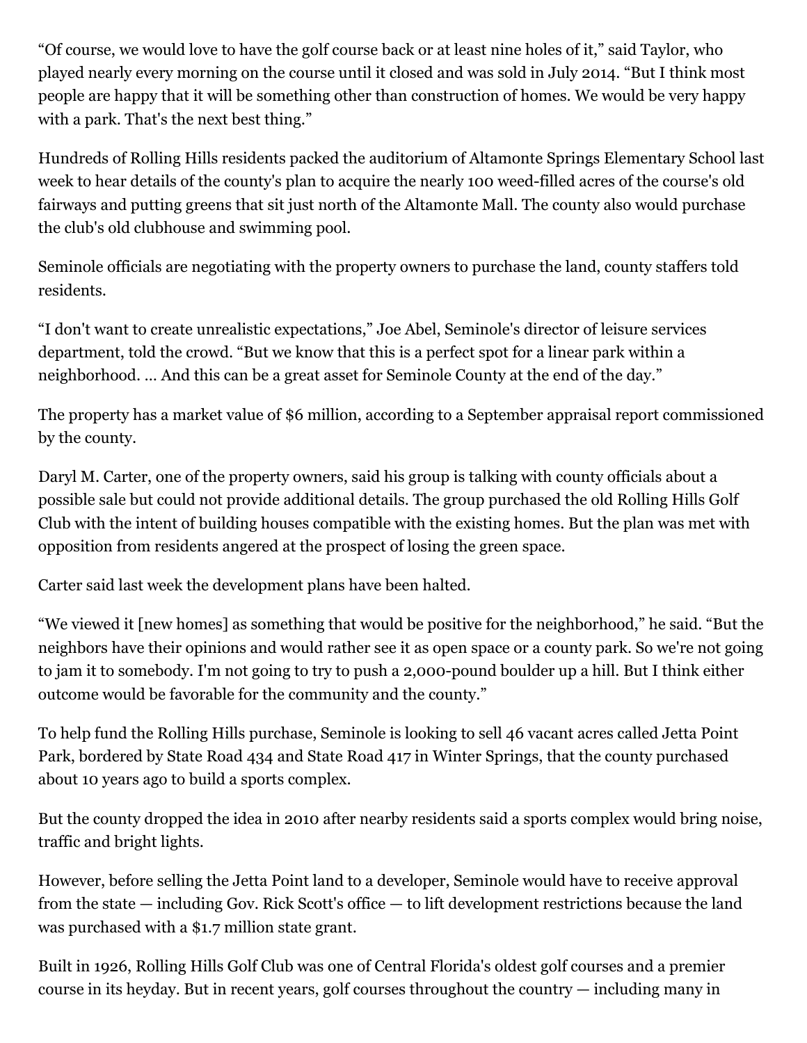"Of course, we would love to have the golf course back or at least nine holes of it," said Taylor, who played nearly every morning on the course until it closed and was sold in July 2014. "But I think most people are happy that it will be something other than construction of homes. We would be very happy with a park. That's the next best thing."

Hundreds of Rolling Hills residents packed the auditorium of Altamonte Springs Elementary School last week to hear details of the county's plan to acquire the nearly 100 weed-filled acres of the course's old fairways and putting greens that sit just north of the Altamonte Mall. The county also would purchase the club's old clubhouse and swimming pool.

Seminole officials are negotiating with the property owners to purchase the land, county staffers told residents.

"I don't want to create unrealistic expectations," Joe Abel, Seminole's director of leisure services department, told the crowd. "But we know that this is a perfect spot for a linear park within a neighborhood. … And this can be a great asset for Seminole County at the end of the day."

The property has a market value of $6 million, according to a September appraisal report commissioned by the county.

Daryl M. Carter, one of the property owners, said his group is talking with county officials about a possible sale but could not provide additional details. The group purchased the old Rolling Hills Golf Club with the intent of building houses compatible with the existing homes. But the plan was met with opposition from residents angered at the prospect of losing the green space.

Carter said last week the development plans have been halted.

"We viewed it [new homes] as something that would be positive for the neighborhood," he said. "But the neighbors have their opinions and would rather see it as open space or a county park. So we're not going to jam it to somebody. I'm not going to try to push a 2,000-pound boulder up a hill. But I think either outcome would be favorable for the community and the county."

To help fund the Rolling Hills purchase, Seminole is looking to sell 46 vacant acres called Jetta Point Park, bordered by State Road 434 and State Road 417 in Winter Springs, that the county purchased about 10 years ago to build a sports complex.

But the county dropped the idea in 2010 after nearby residents said a sports complex would bring noise, traffic and bright lights.

However, before selling the Jetta Point land to a developer, Seminole would have to receive approval from the state — including Gov. Rick Scott's office — to lift development restrictions because the land was purchased with a $1.7 million state grant.

Built in 1926, Rolling Hills Golf Club was one of Central Florida's oldest golf courses and a premier course in its heyday. But in recent years, golf courses throughout the country — including many in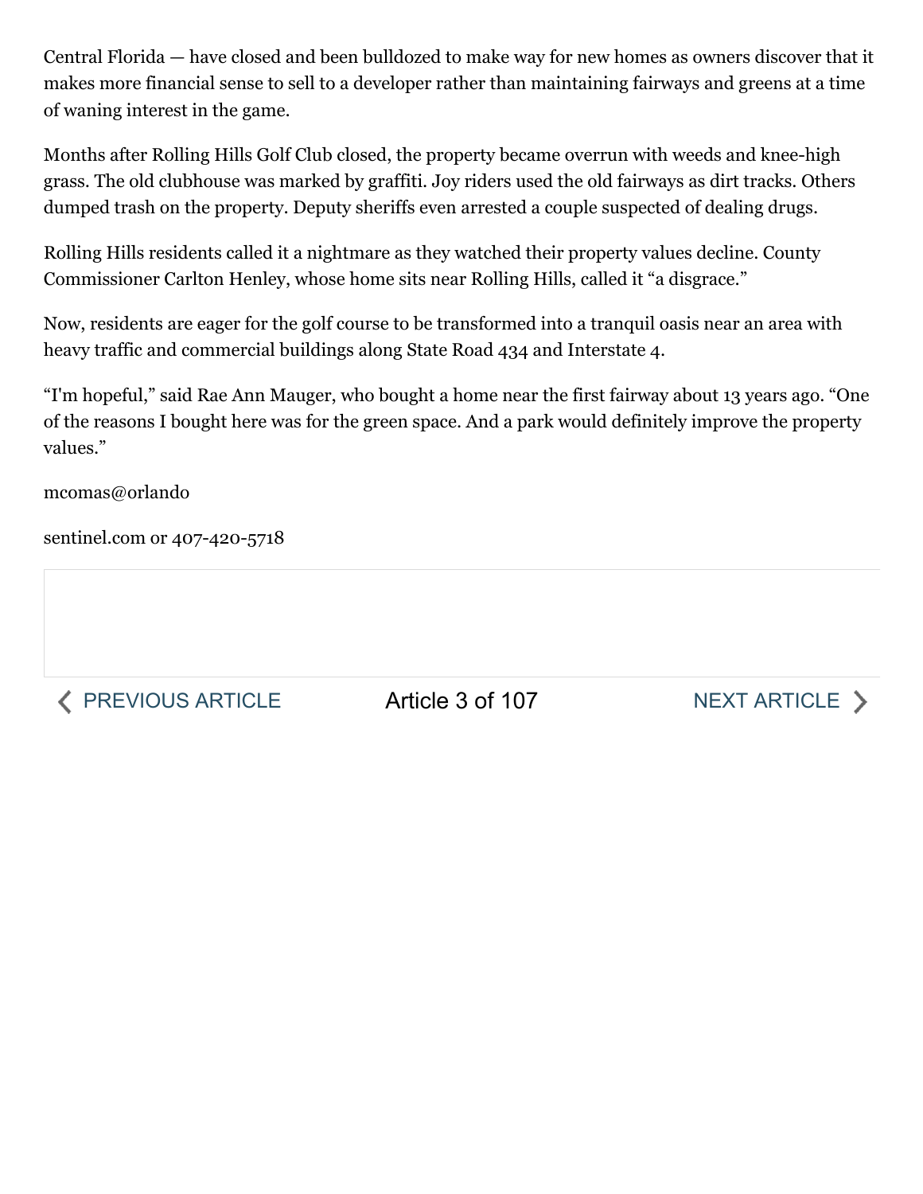Central Florida — have closed and been bulldozed to make way for new homes as owners discover that it makes more financial sense to sell to a developer rather than maintaining fairways and greens at a time of waning interest in the game.

Months after Rolling Hills Golf Club closed, the property became overrun with weeds and knee-high grass. The old clubhouse was marked by graffiti. Joy riders used the old fairways as dirt tracks. Others dumped trash on the property. Deputy sheriffs even arrested a couple suspected of dealing drugs.

Rolling Hills residents called it a nightmare as they watched their property values decline. County Commissioner Carlton Henley, whose home sits near Rolling Hills, called it “a disgrace.”

Now, residents are eager for the golf course to be transformed into a tranquil oasis near an area with heavy traffic and commercial buildings along State Road 434 and Interstate 4.

“I'm hopeful,” said Rae Ann Mauger, who bought a home near the first fairway about 13 years ago. “One of the reasons I bought here was for the green space. And a park would definitely improve the property values.”

mcomas@orlando

sentinel.com or 407-420-5718